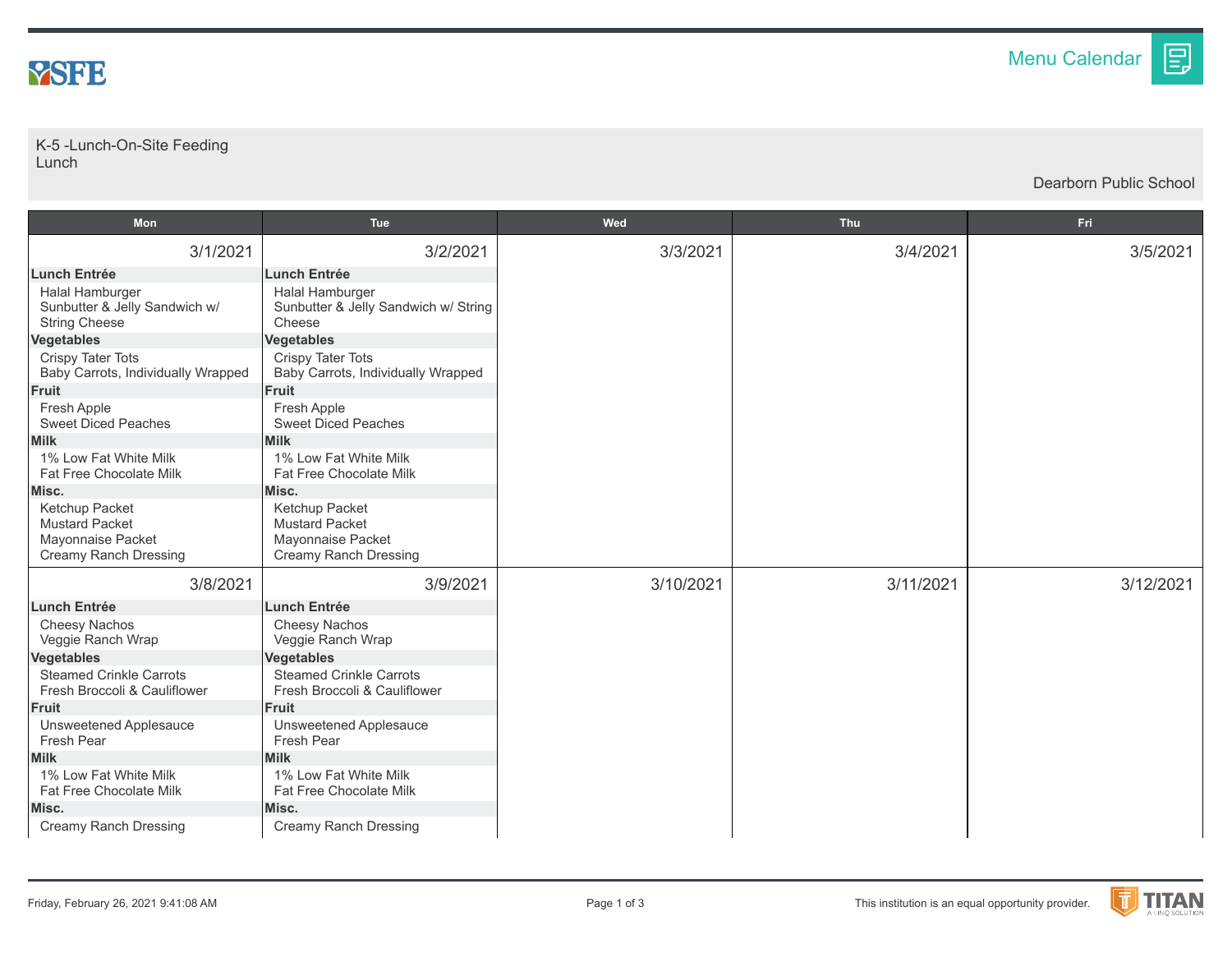Menu Calendar

K-5 -Lunch-On-Site Feeding
Lunch

Dearborn Public School

| Mon | Tue | Wed | Thu | Fri |
|---|---|---|---|---|
| 3/1/2021<br>**Lunch Entrée**<br>Halal Hamburger<br>Sunbutter & Jelly Sandwich w/ String Cheese<br>**Vegetables**<br>Crispy Tater Tots<br>Baby Carrots, Individually Wrapped<br>**Fruit**<br>Fresh Apple<br>Sweet Diced Peaches<br>**Milk**<br>1% Low Fat White Milk<br>Fat Free Chocolate Milk<br>**Misc.**<br>Ketchup Packet<br>Mustard Packet<br>Mayonnaise Packet<br>Creamy Ranch Dressing | 3/2/2021<br>**Lunch Entrée**<br>Halal Hamburger<br>Sunbutter & Jelly Sandwich w/ String Cheese<br>**Vegetables**<br>Crispy Tater Tots<br>Baby Carrots, Individually Wrapped<br>**Fruit**<br>Fresh Apple<br>Sweet Diced Peaches<br>**Milk**<br>1% Low Fat White Milk<br>Fat Free Chocolate Milk<br>**Misc.**<br>Ketchup Packet<br>Mustard Packet<br>Mayonnaise Packet<br>Creamy Ranch Dressing | 3/3/2021 | 3/4/2021 | 3/5/2021 |
| 3/8/2021<br>**Lunch Entrée**<br>Cheesy Nachos<br>Veggie Ranch Wrap<br>**Vegetables**<br>Steamed Crinkle Carrots<br>Fresh Broccoli & Cauliflower<br>**Fruit**<br>Unsweetened Applesauce<br>Fresh Pear<br>**Milk**<br>1% Low Fat White Milk<br>Fat Free Chocolate Milk<br>**Misc.**<br>Creamy Ranch Dressing | 3/9/2021<br>**Lunch Entrée**<br>Cheesy Nachos<br>Veggie Ranch Wrap<br>**Vegetables**<br>Steamed Crinkle Carrots<br>Fresh Broccoli & Cauliflower<br>**Fruit**<br>Unsweetened Applesauce<br>Fresh Pear<br>**Milk**<br>1% Low Fat White Milk<br>Fat Free Chocolate Milk<br>**Misc.**<br>Creamy Ranch Dressing | 3/10/2021 | 3/11/2021 | 3/12/2021 |

Friday, February 26, 2021 9:41:08 AM

This institution is an equal opportunity provider.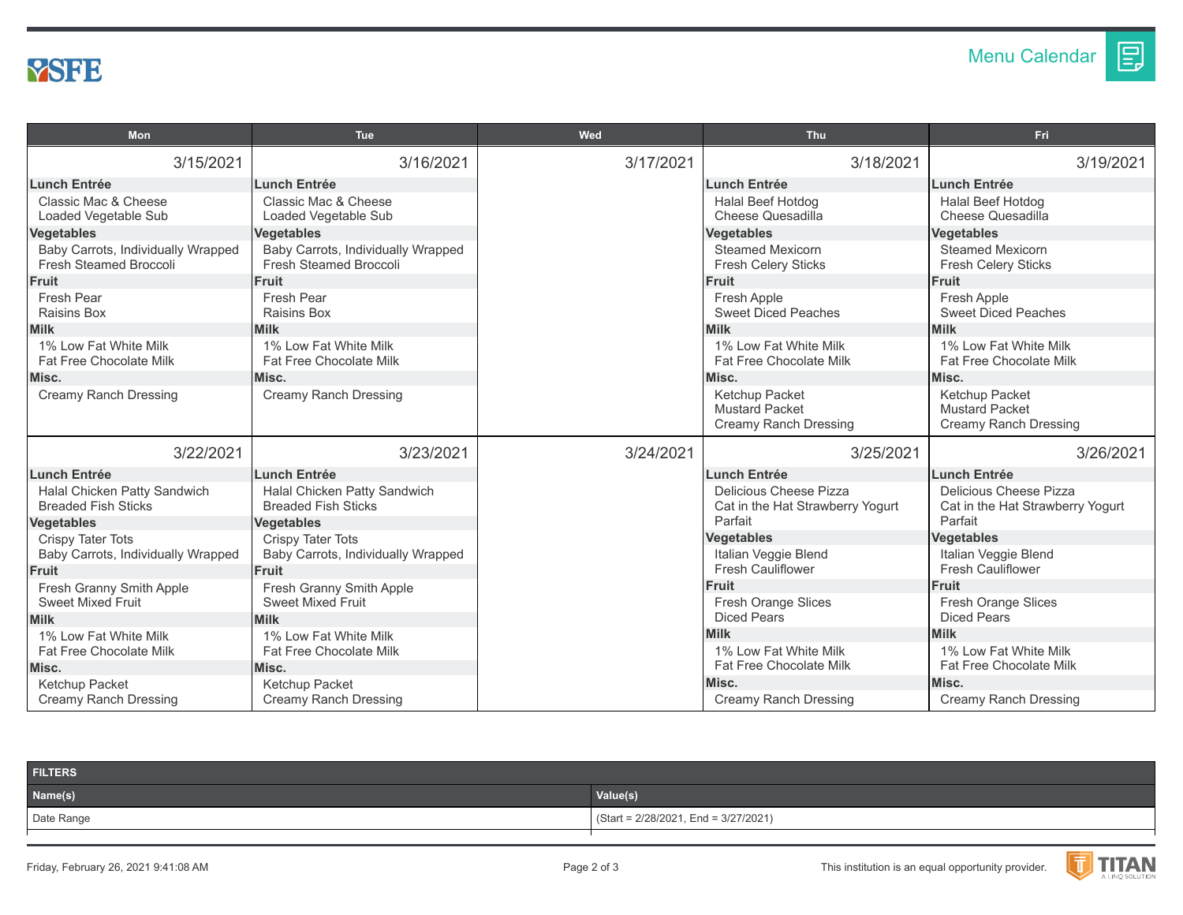# Menu Calendar

| Mon | Tue | Wed | Thu | Fri |
|---|---|---|---|---|
| 3/15/2021 | 3/16/2021 | 3/17/2021 | 3/18/2021 | 3/19/2021 |
| **Lunch Entrée**<br>Classic Mac & Cheese<br>Loaded Vegetable Sub<br>**Vegetables**<br>Baby Carrots, Individually Wrapped<br>Fresh Steamed Broccoli<br>**Fruit**<br>Fresh Pear<br>Raisins Box<br>**Milk**<br>1% Low Fat White Milk<br>Fat Free Chocolate Milk<br>**Misc.**<br>Creamy Ranch Dressing | **Lunch Entrée**<br>Classic Mac & Cheese<br>Loaded Vegetable Sub<br>**Vegetables**<br>Baby Carrots, Individually Wrapped<br>Fresh Steamed Broccoli<br>**Fruit**<br>Fresh Pear<br>Raisins Box<br>**Milk**<br>1% Low Fat White Milk<br>Fat Free Chocolate Milk<br>**Misc.**<br>Creamy Ranch Dressing | | **Lunch Entrée**<br>Halal Beef Hotdog<br>Cheese Quesadilla<br>**Vegetables**<br>Steamed Mexicorn<br>Fresh Celery Sticks<br>**Fruit**<br>Fresh Apple<br>Sweet Diced Peaches<br>**Milk**<br>1% Low Fat White Milk<br>Fat Free Chocolate Milk<br>**Misc.**<br>Ketchup Packet<br>Mustard Packet<br>Creamy Ranch Dressing | **Lunch Entrée**<br>Halal Beef Hotdog<br>Cheese Quesadilla<br>**Vegetables**<br>Steamed Mexicorn<br>Fresh Celery Sticks<br>**Fruit**<br>Fresh Apple<br>Sweet Diced Peaches<br>**Milk**<br>1% Low Fat White Milk<br>Fat Free Chocolate Milk<br>**Misc.**<br>Ketchup Packet<br>Mustard Packet<br>Creamy Ranch Dressing |
| 3/22/2021 | 3/23/2021 | 3/24/2021 | 3/25/2021 | 3/26/2021 |
| **Lunch Entrée**<br>Halal Chicken Patty Sandwich<br>Breaded Fish Sticks<br>**Vegetables**<br>Crispy Tater Tots<br>Baby Carrots, Individually Wrapped<br>**Fruit**<br>Fresh Granny Smith Apple<br>Sweet Mixed Fruit<br>**Milk**<br>1% Low Fat White Milk<br>Fat Free Chocolate Milk<br>**Misc.**<br>Ketchup Packet<br>Creamy Ranch Dressing | **Lunch Entrée**<br>Halal Chicken Patty Sandwich<br>Breaded Fish Sticks<br>**Vegetables**<br>Crispy Tater Tots<br>Baby Carrots, Individually Wrapped<br>**Fruit**<br>Fresh Granny Smith Apple<br>Sweet Mixed Fruit<br>**Milk**<br>1% Low Fat White Milk<br>Fat Free Chocolate Milk<br>**Misc.**<br>Ketchup Packet<br>Creamy Ranch Dressing | | **Lunch Entrée**<br>Delicious Cheese Pizza<br>Cat in the Hat Strawberry Yogurt Parfait<br>**Vegetables**<br>Italian Veggie Blend<br>Fresh Cauliflower<br>**Fruit**<br>Fresh Orange Slices<br>Diced Pears<br>**Milk**<br>1% Low Fat White Milk<br>Fat Free Chocolate Milk<br>**Misc.**<br>Creamy Ranch Dressing | **Lunch Entrée**<br>Delicious Cheese Pizza<br>Cat in the Hat Strawberry Yogurt Parfait<br>**Vegetables**<br>Italian Veggie Blend<br>Fresh Cauliflower<br>**Fruit**<br>Fresh Orange Slices<br>Diced Pears<br>**Milk**<br>1% Low Fat White Milk<br>Fat Free Chocolate Milk<br>**Misc.**<br>Creamy Ranch Dressing |

**FILTERS**

| Name(s) | Value(s) |
|---|---|
| Date Range | (Start = 2/28/2021, End = 3/27/2021) |

Friday, February 26, 2021 9:41:08 AM

This institution is an equal opportunity provider.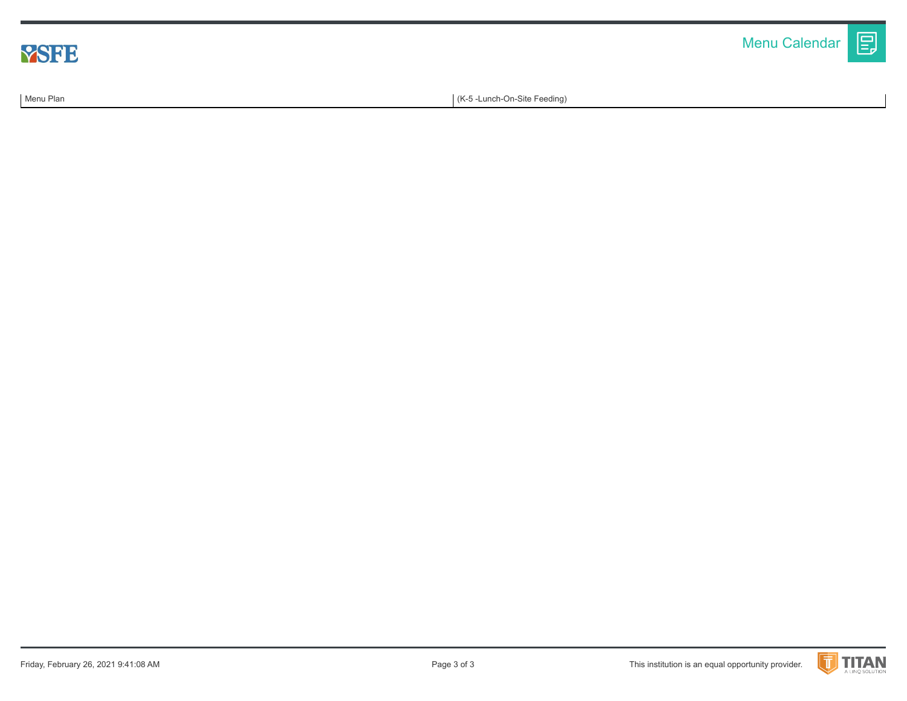| Menu Plan | (K-5 -Lunch-On-Site Feeding) |
| --- | --- |